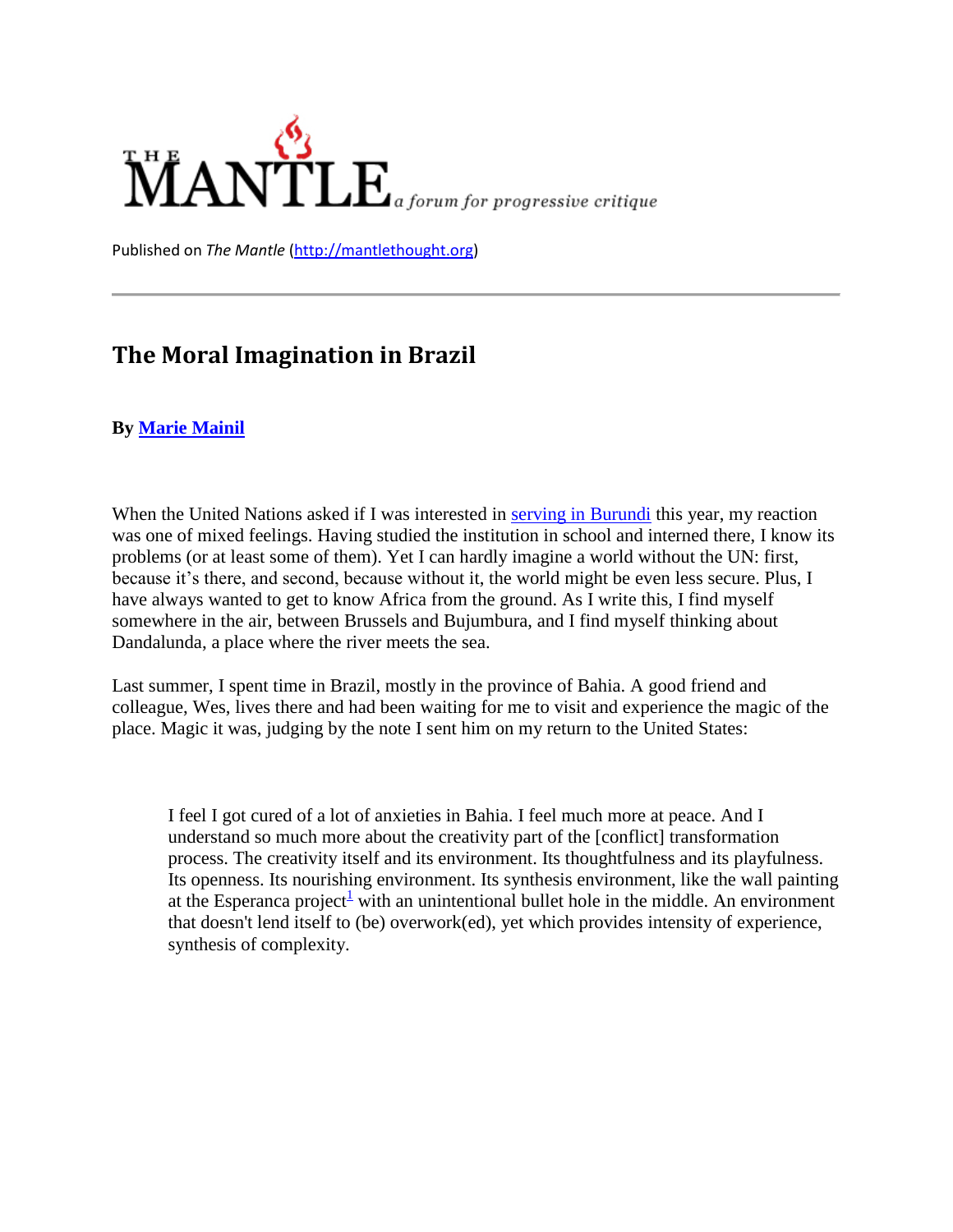THE MANTLE *a forum for progressive critique*

Published on *The Mantle* (http://mantlethought.org)

---

## The Moral Imagination in Brazil

**By Marie Mainil**

When the United Nations asked if I was interested in serving in Burundi this year, my reaction was one of mixed feelings. Having studied the institution in school and interned there, I know its problems (or at least some of them). Yet I can hardly imagine a world without the UN: first, because it's there, and second, because without it, the world might be even less secure. Plus, I have always wanted to get to know Africa from the ground. As I write this, I find myself somewhere in the air, between Brussels and Bujumbura, and I find myself thinking about Dandalunda, a place where the river meets the sea.

Last summer, I spent time in Brazil, mostly in the province of Bahia. A good friend and colleague, Wes, lives there and had been waiting for me to visit and experience the magic of the place. Magic it was, judging by the note I sent him on my return to the United States:

> I feel I got cured of a lot of anxieties in Bahia. I feel much more at peace. And I understand so much more about the creativity part of the [conflict] transformation process. The creativity itself and its environment. Its thoughtfulness and its playfulness. Its openness. Its nourishing environment. Its synthesis environment, like the wall painting at the Esperanca project[1] with an unintentional bullet hole in the middle. An environment that doesn't lend itself to (be) overwork(ed), yet which provides intensity of experience, synthesis of complexity.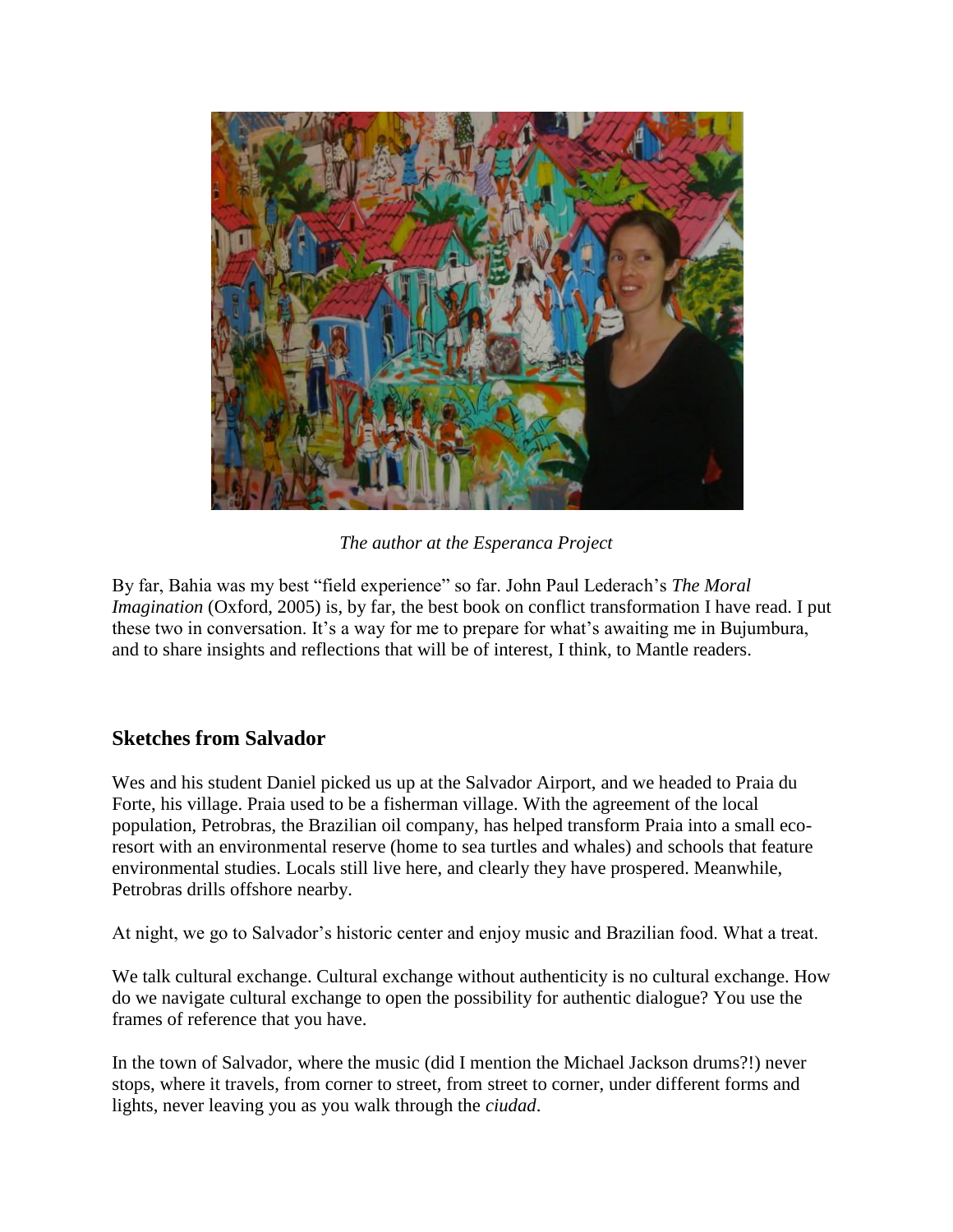*The author at the Esperanca Project*

By far, Bahia was my best "field experience" so far. John Paul Lederach's *The Moral Imagination* (Oxford, 2005) is, by far, the best book on conflict transformation I have read. I put these two in conversation. It's a way for me to prepare for what's awaiting me in Bujumbura, and to share insights and reflections that will be of interest, I think, to Mantle readers.

## Sketches from Salvador

Wes and his student Daniel picked us up at the Salvador Airport, and we headed to Praia du Forte, his village. Praia used to be a fisherman village. With the agreement of the local population, Petrobras, the Brazilian oil company, has helped transform Praia into a small eco-resort with an environmental reserve (home to sea turtles and whales) and schools that feature environmental studies. Locals still live here, and clearly they have prospered. Meanwhile, Petrobras drills offshore nearby.

At night, we go to Salvador's historic center and enjoy music and Brazilian food. What a treat.

We talk cultural exchange. Cultural exchange without authenticity is no cultural exchange. How do we navigate cultural exchange to open the possibility for authentic dialogue? You use the frames of reference that you have.

In the town of Salvador, where the music (did I mention the Michael Jackson drums?!) never stops, where it travels, from corner to street, from street to corner, under different forms and lights, never leaving you as you walk through the *ciudad*.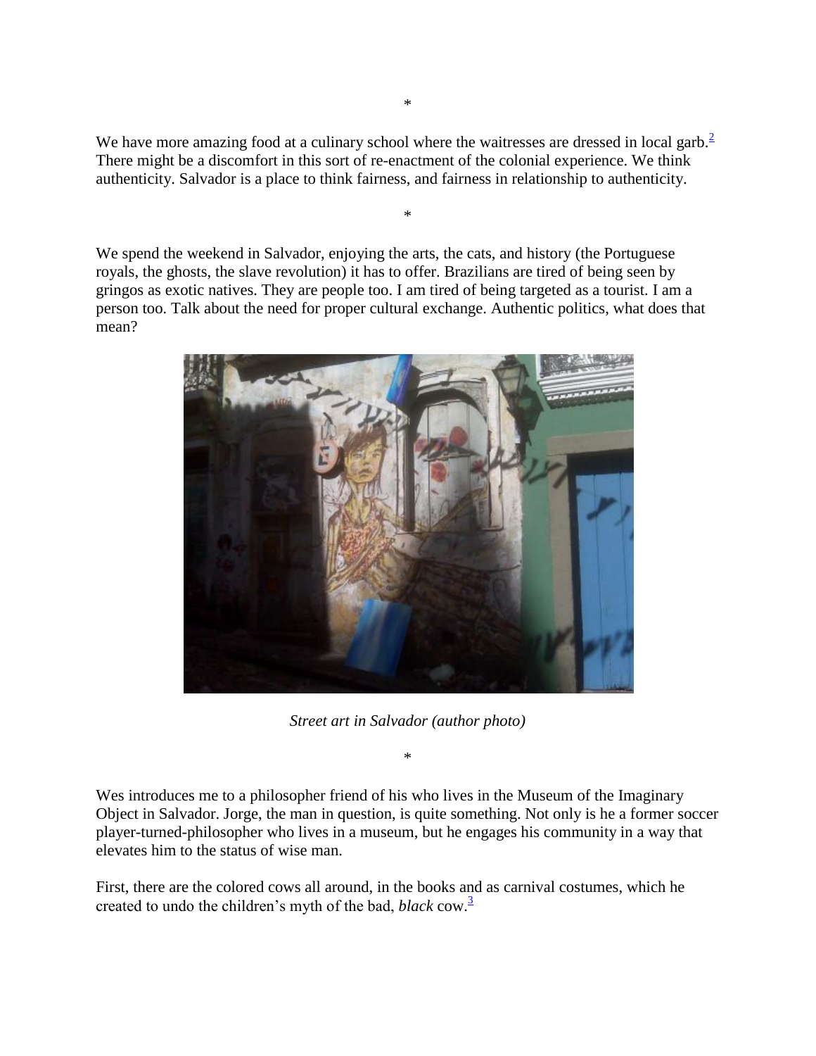*

We have more amazing food at a culinary school where the waitresses are dressed in local garb.[2] There might be a discomfort in this sort of re-enactment of the colonial experience. We think authenticity. Salvador is a place to think fairness, and fairness in relationship to authenticity.

*

We spend the weekend in Salvador, enjoying the arts, the cats, and history (the Portuguese royals, the ghosts, the slave revolution) it has to offer. Brazilians are tired of being seen by gringos as exotic natives. They are people too. I am tired of being targeted as a tourist. I am a person too. Talk about the need for proper cultural exchange. Authentic politics, what does that mean?

*Street art in Salvador (author photo)*

*

Wes introduces me to a philosopher friend of his who lives in the Museum of the Imaginary Object in Salvador. Jorge, the man in question, is quite something. Not only is he a former soccer player-turned-philosopher who lives in a museum, but he engages his community in a way that elevates him to the status of wise man.

First, there are the colored cows all around, in the books and as carnival costumes, which he created to undo the children's myth of the bad, *black* cow.[3]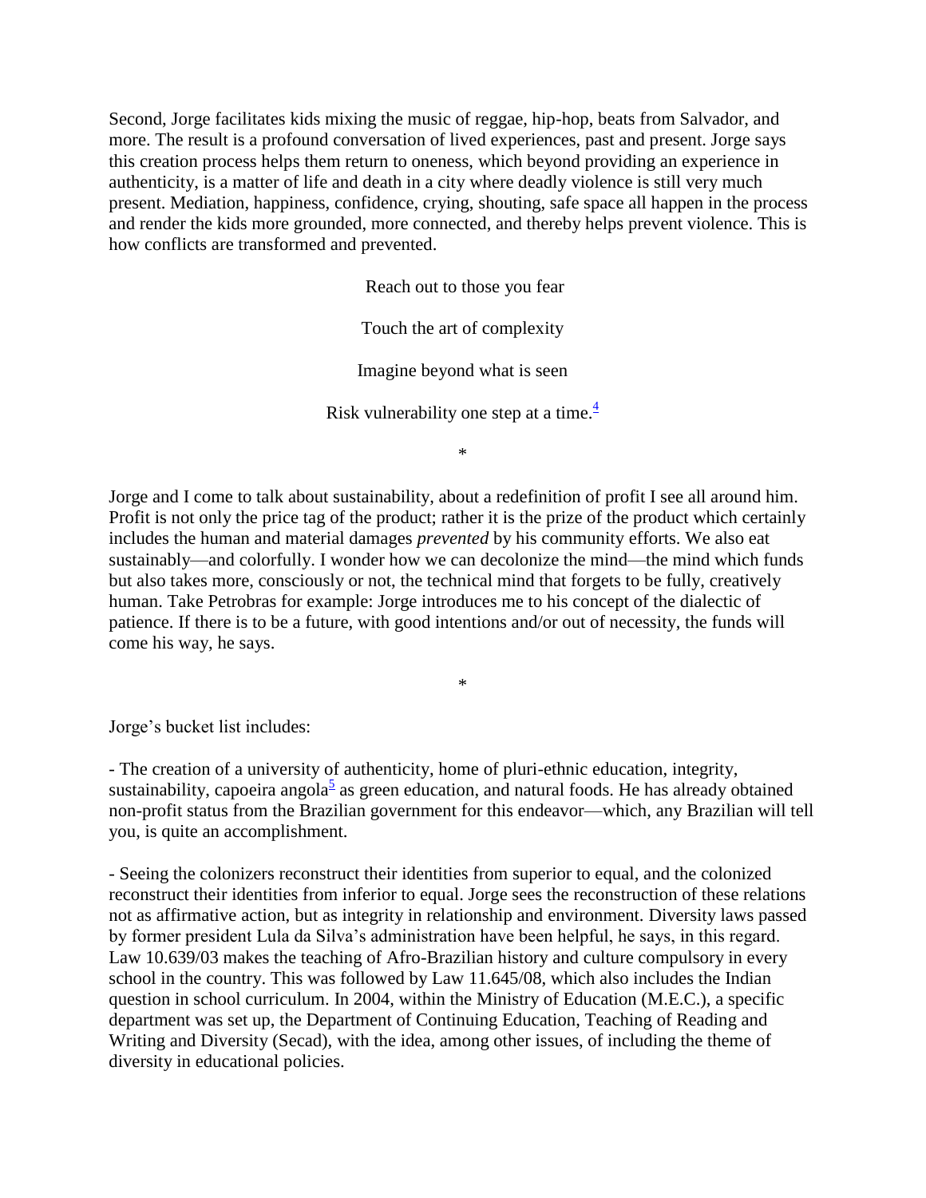Second, Jorge facilitates kids mixing the music of reggae, hip-hop, beats from Salvador, and more. The result is a profound conversation of lived experiences, past and present. Jorge says this creation process helps them return to oneness, which beyond providing an experience in authenticity, is a matter of life and death in a city where deadly violence is still very much present. Mediation, happiness, confidence, crying, shouting, safe space all happen in the process and render the kids more grounded, more connected, and thereby helps prevent violence. This is how conflicts are transformed and prevented.

Reach out to those you fear

Touch the art of complexity

Imagine beyond what is seen

Risk vulnerability one step at a time.[4]

*

Jorge and I come to talk about sustainability, about a redefinition of profit I see all around him. Profit is not only the price tag of the product; rather it is the prize of the product which certainly includes the human and material damages *prevented* by his community efforts. We also eat sustainably—and colorfully. I wonder how we can decolonize the mind—the mind which funds but also takes more, consciously or not, the technical mind that forgets to be fully, creatively human. Take Petrobras for example: Jorge introduces me to his concept of the dialectic of patience. If there is to be a future, with good intentions and/or out of necessity, the funds will come his way, he says.

*

Jorge's bucket list includes:

- The creation of a university of authenticity, home of pluri-ethnic education, integrity, sustainability, capoeira angola[5] as green education, and natural foods. He has already obtained non-profit status from the Brazilian government for this endeavor—which, any Brazilian will tell you, is quite an accomplishment.

- Seeing the colonizers reconstruct their identities from superior to equal, and the colonized reconstruct their identities from inferior to equal. Jorge sees the reconstruction of these relations not as affirmative action, but as integrity in relationship and environment. Diversity laws passed by former president Lula da Silva's administration have been helpful, he says, in this regard. Law 10.639/03 makes the teaching of Afro-Brazilian history and culture compulsory in every school in the country. This was followed by Law 11.645/08, which also includes the Indian question in school curriculum. In 2004, within the Ministry of Education (M.E.C.), a specific department was set up, the Department of Continuing Education, Teaching of Reading and Writing and Diversity (Secad), with the idea, among other issues, of including the theme of diversity in educational policies.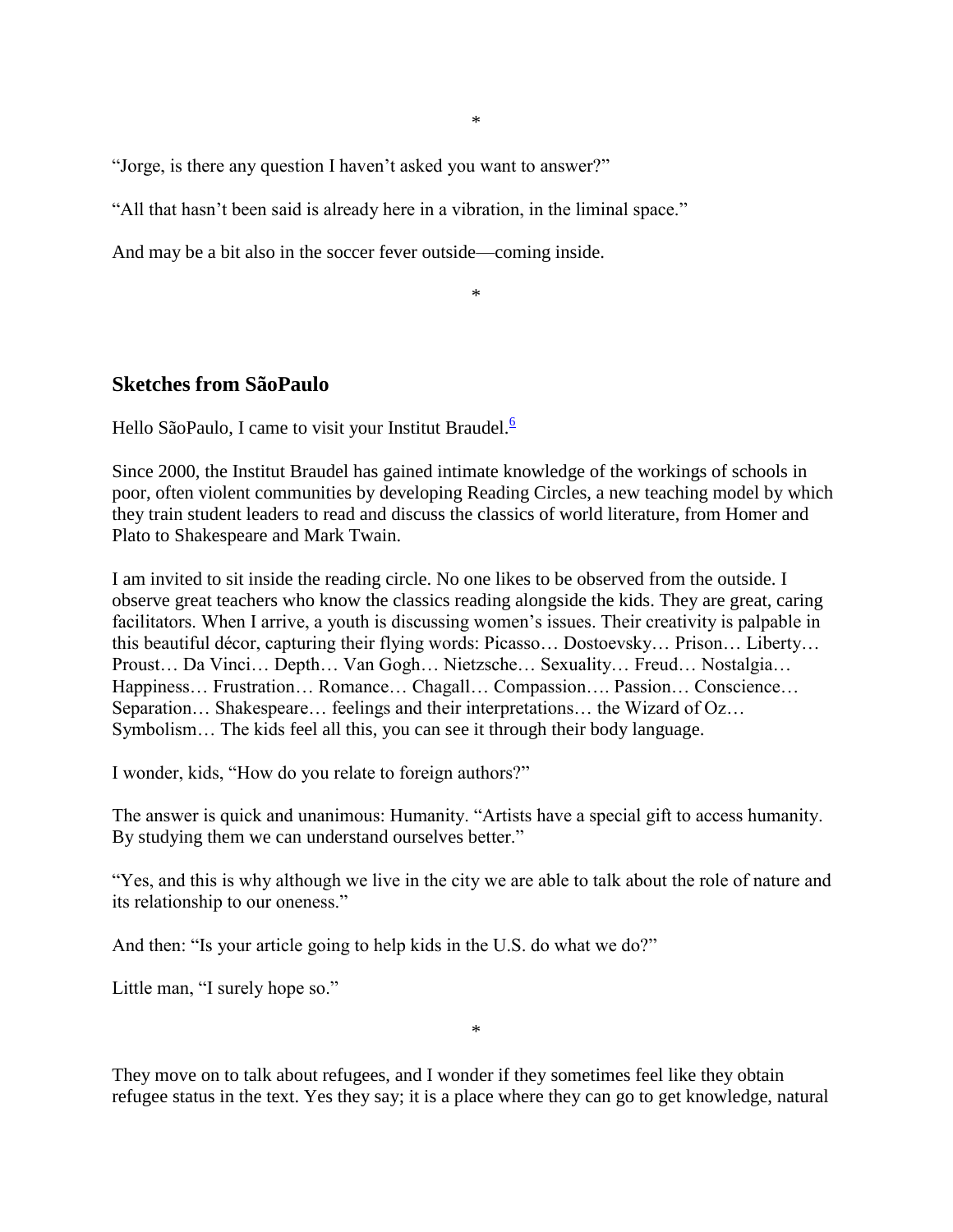*

“Jorge, is there any question I haven’t asked you want to answer?”

“All that hasn’t been said is already here in a vibration, in the liminal space.”

And may be a bit also in the soccer fever outside—coming inside.

*

## Sketches from SãoPaulo

Hello SãoPaulo, I came to visit your Institut Braudel.[6]

Since 2000, the Institut Braudel has gained intimate knowledge of the workings of schools in poor, often violent communities by developing Reading Circles, a new teaching model by which they train student leaders to read and discuss the classics of world literature, from Homer and Plato to Shakespeare and Mark Twain.

I am invited to sit inside the reading circle. No one likes to be observed from the outside. I observe great teachers who know the classics reading alongside the kids. They are great, caring facilitators. When I arrive, a youth is discussing women’s issues. Their creativity is palpable in this beautiful décor, capturing their flying words: Picasso… Dostoevsky… Prison… Liberty… Proust… Da Vinci… Depth… Van Gogh… Nietzsche… Sexuality… Freud… Nostalgia… Happiness… Frustration… Romance… Chagall… Compassion…. Passion… Conscience… Separation… Shakespeare… feelings and their interpretations… the Wizard of Oz… Symbolism… The kids feel all this, you can see it through their body language.

I wonder, kids, “How do you relate to foreign authors?”

The answer is quick and unanimous: Humanity. “Artists have a special gift to access humanity. By studying them we can understand ourselves better.”

“Yes, and this is why although we live in the city we are able to talk about the role of nature and its relationship to our oneness.”

And then: “Is your article going to help kids in the U.S. do what we do?”

Little man, “I surely hope so.”

*

They move on to talk about refugees, and I wonder if they sometimes feel like they obtain refugee status in the text. Yes they say; it is a place where they can go to get knowledge, natural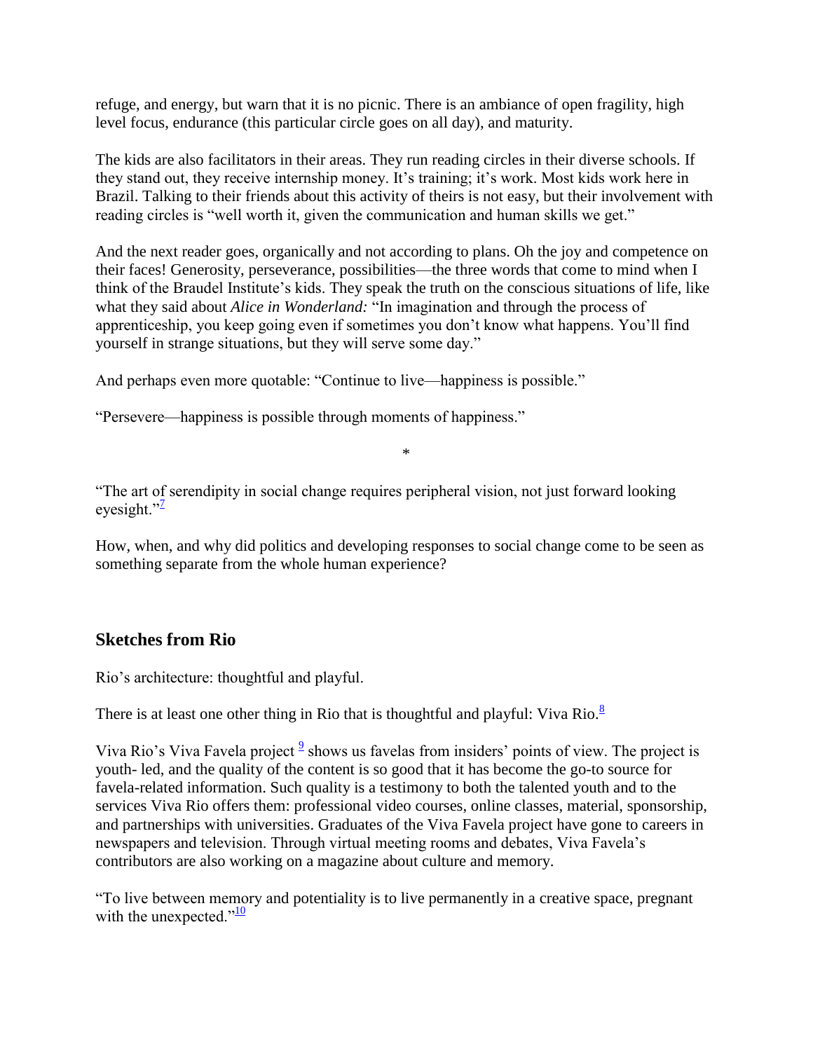refuge, and energy, but warn that it is no picnic. There is an ambiance of open fragility, high level focus, endurance (this particular circle goes on all day), and maturity.

The kids are also facilitators in their areas. They run reading circles in their diverse schools. If they stand out, they receive internship money. It's training; it's work. Most kids work here in Brazil. Talking to their friends about this activity of theirs is not easy, but their involvement with reading circles is "well worth it, given the communication and human skills we get."

And the next reader goes, organically and not according to plans. Oh the joy and competence on their faces! Generosity, perseverance, possibilities—the three words that come to mind when I think of the Braudel Institute's kids. They speak the truth on the conscious situations of life, like what they said about *Alice in Wonderland:* "In imagination and through the process of apprenticeship, you keep going even if sometimes you don't know what happens. You'll find yourself in strange situations, but they will serve some day."

And perhaps even more quotable: "Continue to live—happiness is possible."

"Persevere—happiness is possible through moments of happiness."

*

"The art of serendipity in social change requires peripheral vision, not just forward looking eyesight."[7]

How, when, and why did politics and developing responses to social change come to be seen as something separate from the whole human experience?

## Sketches from Rio

Rio's architecture: thoughtful and playful.

There is at least one other thing in Rio that is thoughtful and playful: Viva Rio.[8]

Viva Rio's Viva Favela project [9] shows us favelas from insiders' points of view. The project is youth- led, and the quality of the content is so good that it has become the go-to source for favela-related information. Such quality is a testimony to both the talented youth and to the services Viva Rio offers them: professional video courses, online classes, material, sponsorship, and partnerships with universities. Graduates of the Viva Favela project have gone to careers in newspapers and television. Through virtual meeting rooms and debates, Viva Favela's contributors are also working on a magazine about culture and memory.

"To live between memory and potentiality is to live permanently in a creative space, pregnant with the unexpected."[10]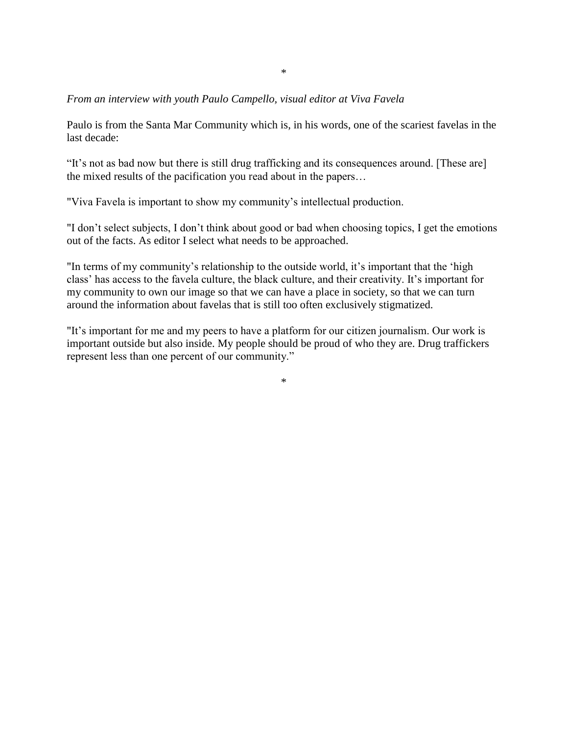*

*From an interview with youth Paulo Campello, visual editor at Viva Favela*

Paulo is from the Santa Mar Community which is, in his words, one of the scariest favelas in the last decade:

“It’s not as bad now but there is still drug trafficking and its consequences around. [These are] the mixed results of the pacification you read about in the papers…

"Viva Favela is important to show my community’s intellectual production.

"I don’t select subjects, I don’t think about good or bad when choosing topics, I get the emotions out of the facts. As editor I select what needs to be approached.

"In terms of my community’s relationship to the outside world, it’s important that the ‘high class’ has access to the favela culture, the black culture, and their creativity. It’s important for my community to own our image so that we can have a place in society, so that we can turn around the information about favelas that is still too often exclusively stigmatized.

"It’s important for me and my peers to have a platform for our citizen journalism. Our work is important outside but also inside. My people should be proud of who they are. Drug traffickers represent less than one percent of our community.”

*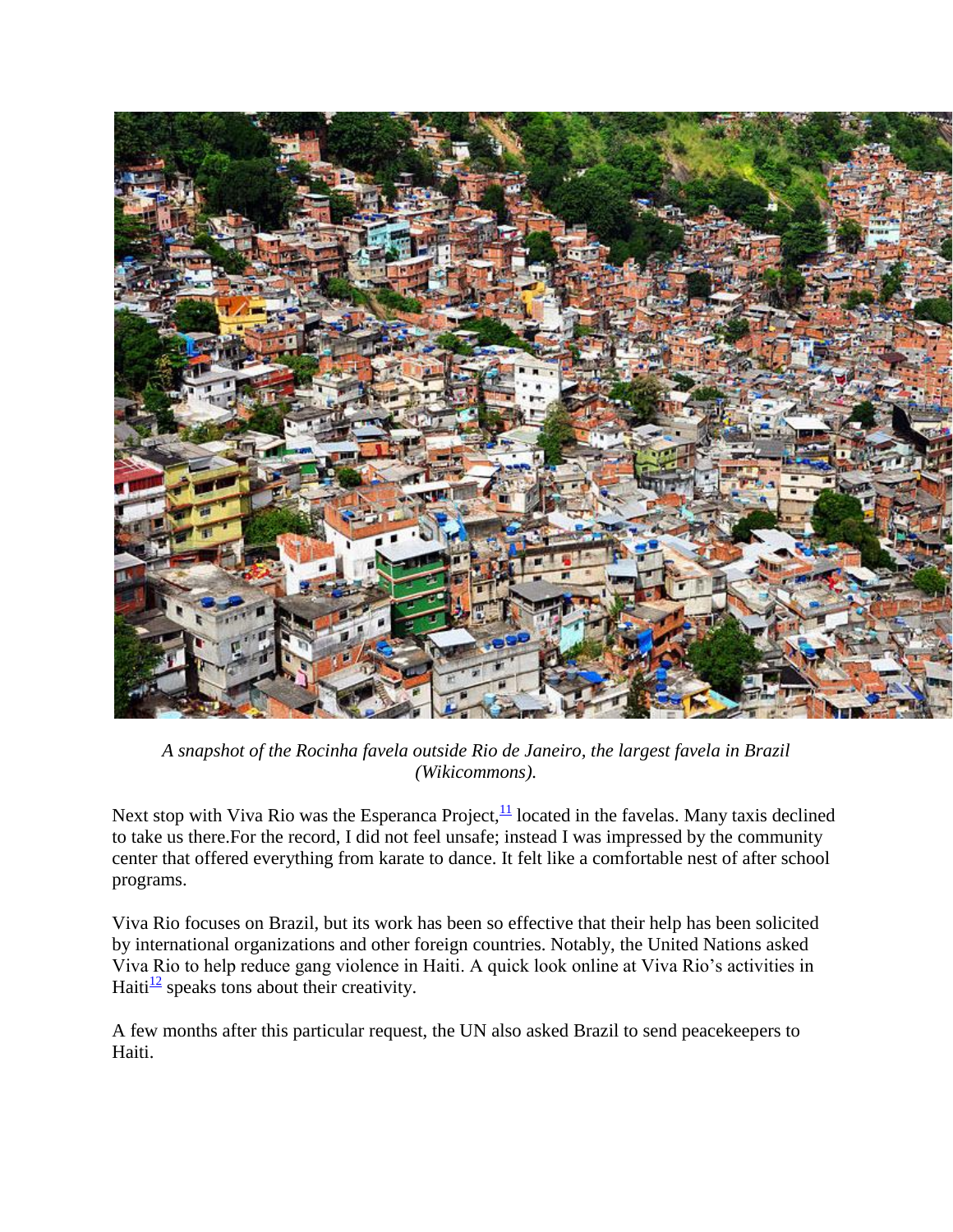*A snapshot of the Rocinha favela outside Rio de Janeiro, the largest favela in Brazil (Wikicommons).*

Next stop with Viva Rio was the Esperanca Project,[11] located in the favelas. Many taxis declined to take us there.For the record, I did not feel unsafe; instead I was impressed by the community center that offered everything from karate to dance. It felt like a comfortable nest of after school programs.

Viva Rio focuses on Brazil, but its work has been so effective that their help has been solicited by international organizations and other foreign countries. Notably, the United Nations asked Viva Rio to help reduce gang violence in Haiti. A quick look online at Viva Rio's activities in Haiti[12] speaks tons about their creativity.

A few months after this particular request, the UN also asked Brazil to send peacekeepers to Haiti.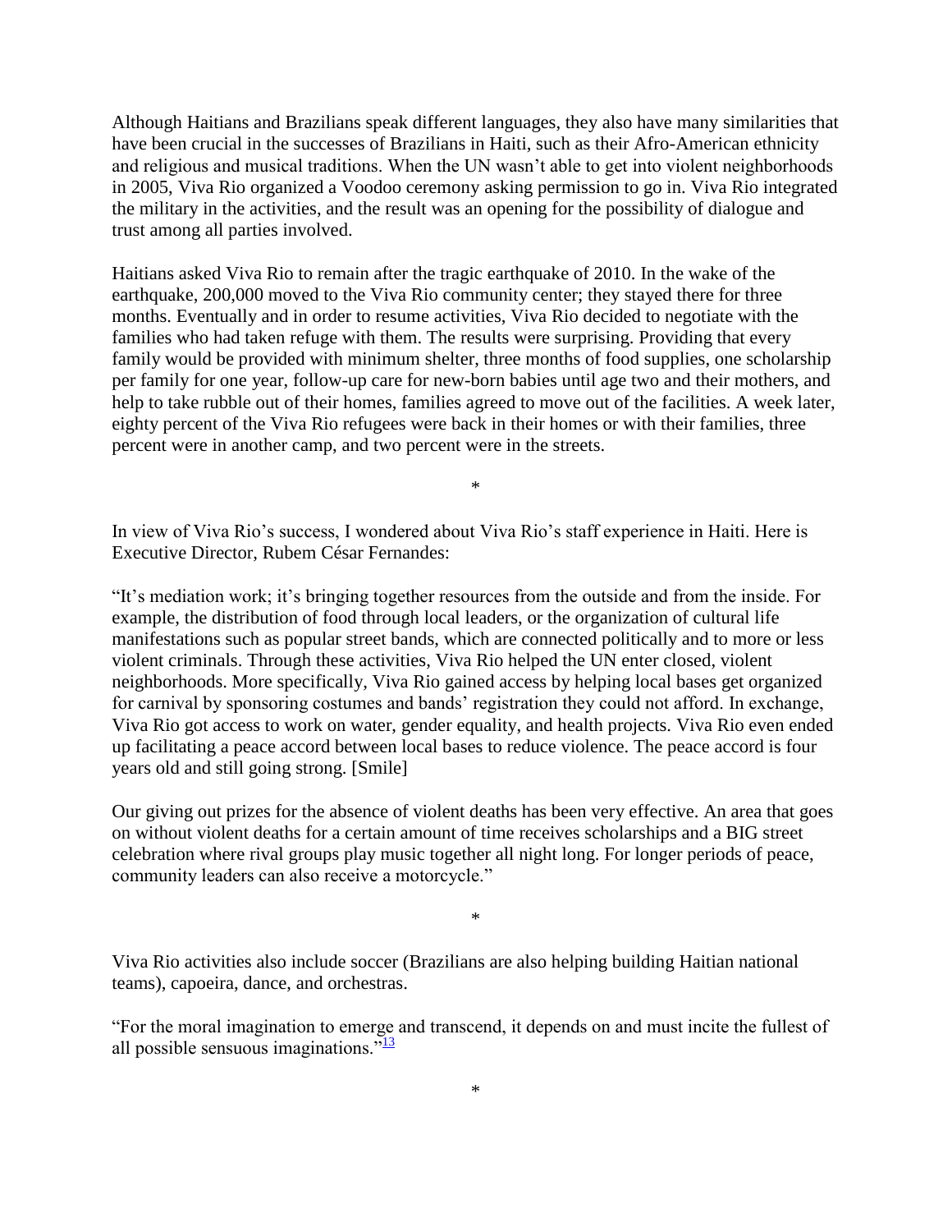Although Haitians and Brazilians speak different languages, they also have many similarities that have been crucial in the successes of Brazilians in Haiti, such as their Afro-American ethnicity and religious and musical traditions. When the UN wasn't able to get into violent neighborhoods in 2005, Viva Rio organized a Voodoo ceremony asking permission to go in. Viva Rio integrated the military in the activities, and the result was an opening for the possibility of dialogue and trust among all parties involved.

Haitians asked Viva Rio to remain after the tragic earthquake of 2010. In the wake of the earthquake, 200,000 moved to the Viva Rio community center; they stayed there for three months. Eventually and in order to resume activities, Viva Rio decided to negotiate with the families who had taken refuge with them. The results were surprising. Providing that every family would be provided with minimum shelter, three months of food supplies, one scholarship per family for one year, follow-up care for new-born babies until age two and their mothers, and help to take rubble out of their homes, families agreed to move out of the facilities. A week later, eighty percent of the Viva Rio refugees were back in their homes or with their families, three percent were in another camp, and two percent were in the streets.

*

In view of Viva Rio's success, I wondered about Viva Rio's staff experience in Haiti. Here is Executive Director, Rubem César Fernandes:

"It's mediation work; it's bringing together resources from the outside and from the inside. For example, the distribution of food through local leaders, or the organization of cultural life manifestations such as popular street bands, which are connected politically and to more or less violent criminals. Through these activities, Viva Rio helped the UN enter closed, violent neighborhoods. More specifically, Viva Rio gained access by helping local bases get organized for carnival by sponsoring costumes and bands' registration they could not afford. In exchange, Viva Rio got access to work on water, gender equality, and health projects. Viva Rio even ended up facilitating a peace accord between local bases to reduce violence. The peace accord is four years old and still going strong. [Smile]

Our giving out prizes for the absence of violent deaths has been very effective. An area that goes on without violent deaths for a certain amount of time receives scholarships and a BIG street celebration where rival groups play music together all night long. For longer periods of peace, community leaders can also receive a motorcycle."

*

Viva Rio activities also include soccer (Brazilians are also helping building Haitian national teams), capoeira, dance, and orchestras.

"For the moral imagination to emerge and transcend, it depends on and must incite the fullest of all possible sensuous imaginations."[13]

*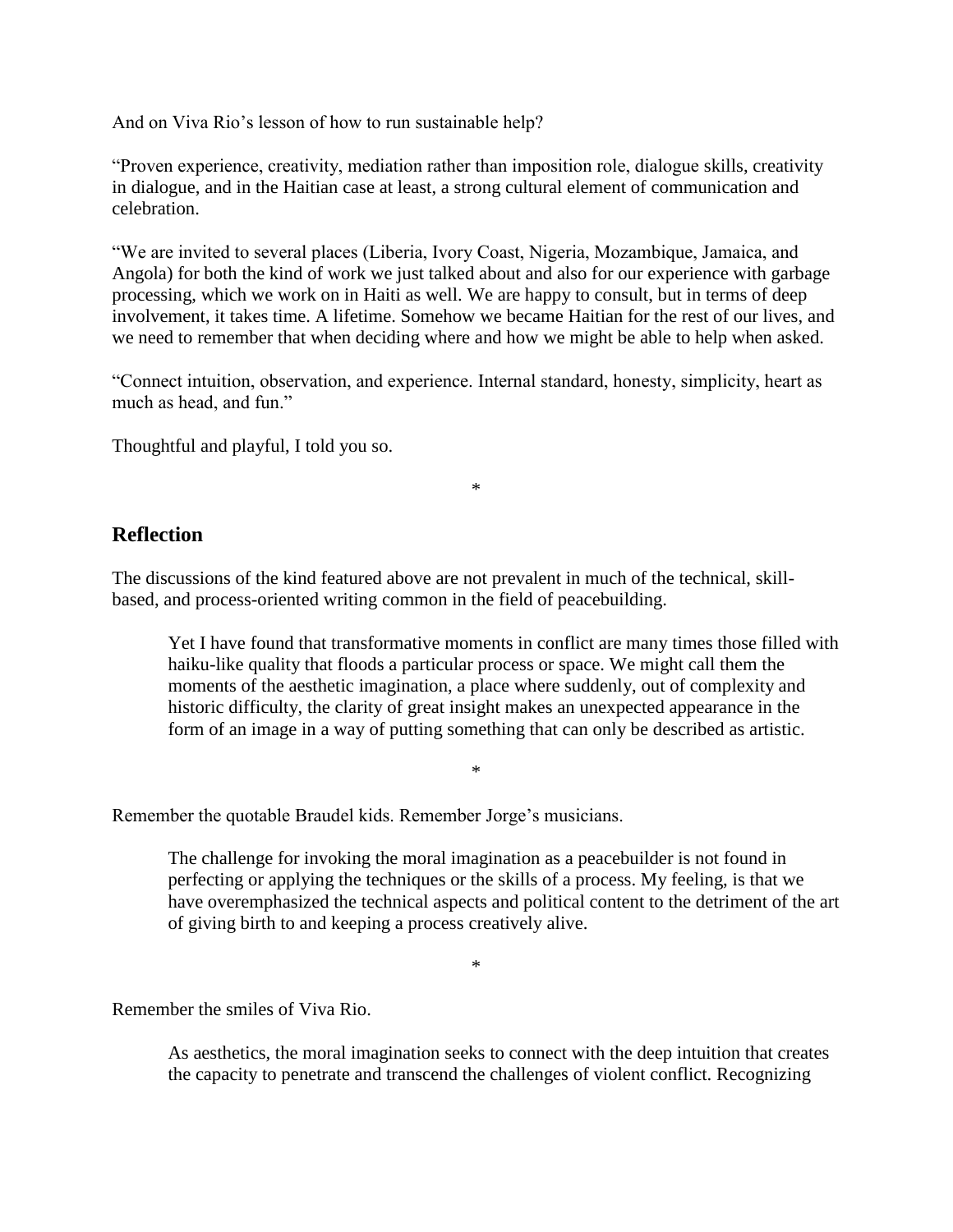And on Viva Rio's lesson of how to run sustainable help?

"Proven experience, creativity, mediation rather than imposition role, dialogue skills, creativity in dialogue, and in the Haitian case at least, a strong cultural element of communication and celebration.

"We are invited to several places (Liberia, Ivory Coast, Nigeria, Mozambique, Jamaica, and Angola) for both the kind of work we just talked about and also for our experience with garbage processing, which we work on in Haiti as well. We are happy to consult, but in terms of deep involvement, it takes time. A lifetime. Somehow we became Haitian for the rest of our lives, and we need to remember that when deciding where and how we might be able to help when asked.

"Connect intuition, observation, and experience. Internal standard, honesty, simplicity, heart as much as head, and fun."

Thoughtful and playful, I told you so.

*

## Reflection

The discussions of the kind featured above are not prevalent in much of the technical, skill-based, and process-oriented writing common in the field of peacebuilding.

> Yet I have found that transformative moments in conflict are many times those filled with haiku-like quality that floods a particular process or space. We might call them the moments of the aesthetic imagination, a place where suddenly, out of complexity and historic difficulty, the clarity of great insight makes an unexpected appearance in the form of an image in a way of putting something that can only be described as artistic.

*

Remember the quotable Braudel kids. Remember Jorge's musicians.

> The challenge for invoking the moral imagination as a peacebuilder is not found in perfecting or applying the techniques or the skills of a process. My feeling, is that we have overemphasized the technical aspects and political content to the detriment of the art of giving birth to and keeping a process creatively alive.

*

Remember the smiles of Viva Rio.

> As aesthetics, the moral imagination seeks to connect with the deep intuition that creates the capacity to penetrate and transcend the challenges of violent conflict. Recognizing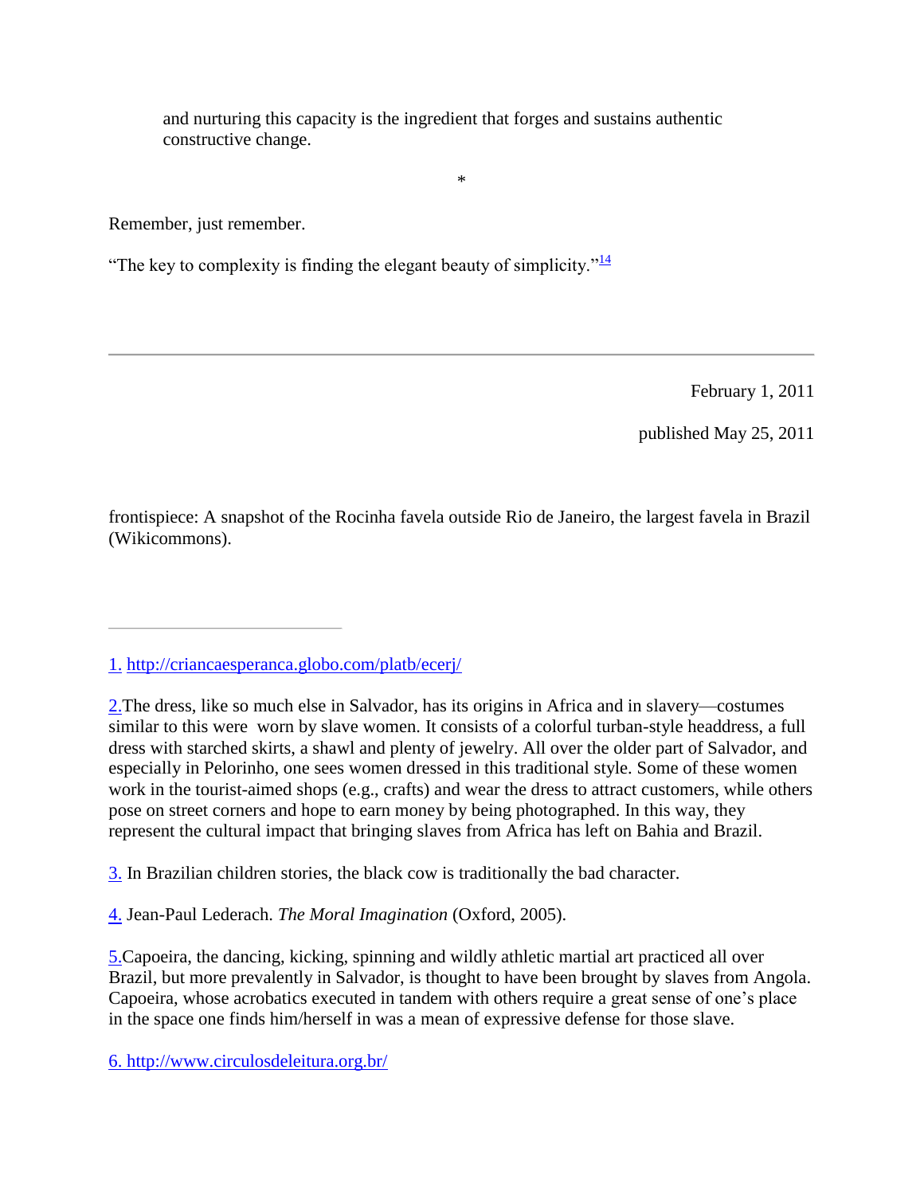and nurturing this capacity is the ingredient that forges and sustains authentic constructive change.

*

Remember, just remember.

"The key to complexity is finding the elegant beauty of simplicity."[14]

---

February 1, 2011

published May 25, 2011

frontispiece: A snapshot of the Rocinha favela outside Rio de Janeiro, the largest favela in Brazil (Wikicommons).

---

1. http://criancaesperanca.globo.com/platb/ecerj/

2. The dress, like so much else in Salvador, has its origins in Africa and in slavery—costumes similar to this were worn by slave women. It consists of a colorful turban-style headdress, a full dress with starched skirts, a shawl and plenty of jewelry. All over the older part of Salvador, and especially in Pelorinho, one sees women dressed in this traditional style. Some of these women work in the tourist-aimed shops (e.g., crafts) and wear the dress to attract customers, while others pose on street corners and hope to earn money by being photographed. In this way, they represent the cultural impact that bringing slaves from Africa has left on Bahia and Brazil.

3. In Brazilian children stories, the black cow is traditionally the bad character.

4. Jean-Paul Lederach. *The Moral Imagination* (Oxford, 2005).

5. Capoeira, the dancing, kicking, spinning and wildly athletic martial art practiced all over Brazil, but more prevalently in Salvador, is thought to have been brought by slaves from Angola. Capoeira, whose acrobatics executed in tandem with others require a great sense of one's place in the space one finds him/herself in was a mean of expressive defense for those slave.

6. http://www.circulosdeleitura.org.br/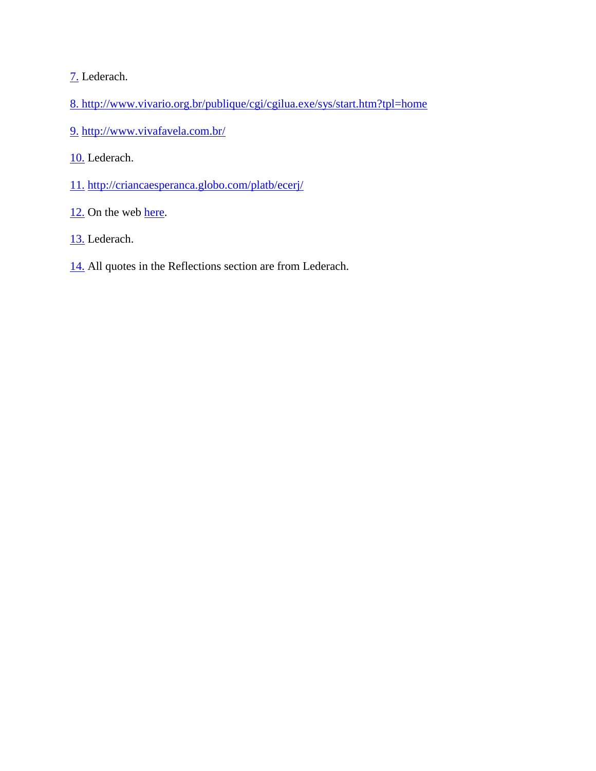7. Lederach.

8. http://www.vivario.org.br/publique/cgi/cgilua.exe/sys/start.htm?tpl=home

9. http://www.vivafavela.com.br/

10. Lederach.

11. http://criancaesperanca.globo.com/platb/ecerj/

12. On the web here.

13. Lederach.

14. All quotes in the Reflections section are from Lederach.